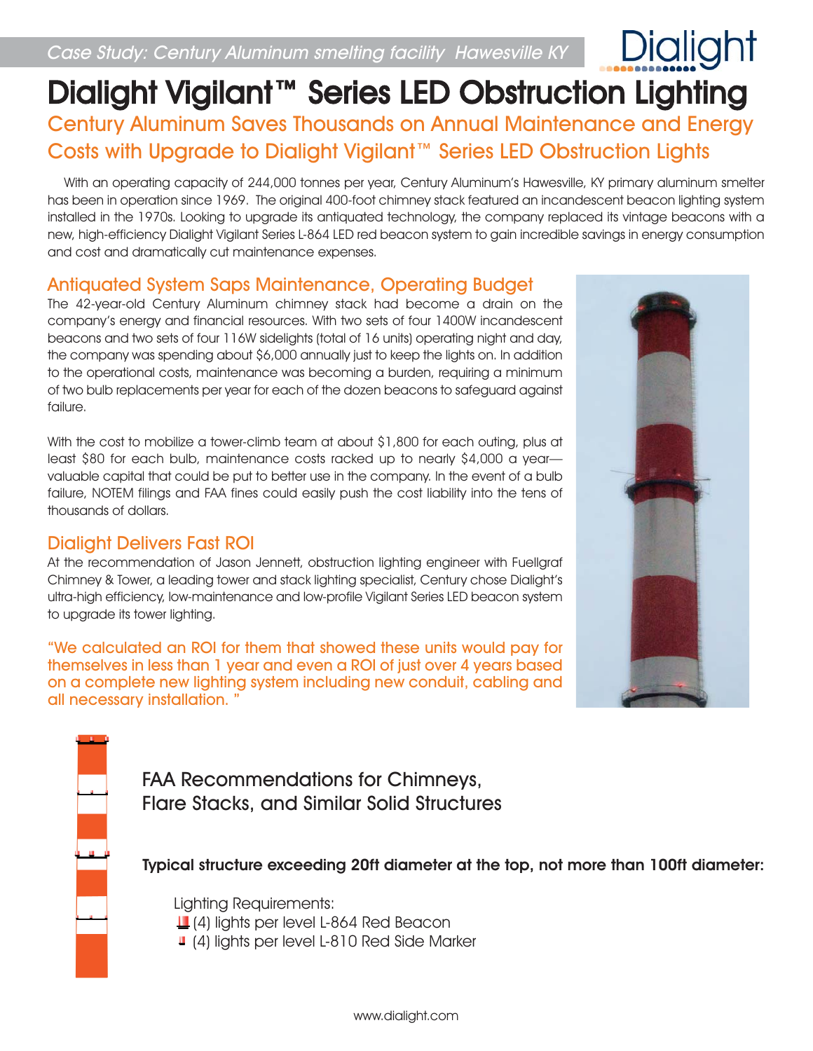*Case Study: Century Aluminum smelting facility Hawesville KY*

# Dialight Vigilant™ Series LED Obstruction Lighting

## Century Aluminum Saves Thousands on Annual Maintenance and Energy Costs with Upgrade to Dialight Vigilant™ Series LED Obstruction Lights

With an operating capacity of 244,000 tonnes per year, Century Aluminum's Hawesville, KY primary aluminum smelter has been in operation since 1969. The original 400-foot chimney stack featured an incandescent beacon lighting system installed in the 1970s. Looking to upgrade its antiquated technology, the company replaced its vintage beacons with a new, high-efficiency Dialight Vigilant Series L-864 LED red beacon system to gain incredible savings in energy consumption and cost and dramatically cut maintenance expenses.

### Antiquated System Saps Maintenance, Operating Budget

The 42-year-old Century Aluminum chimney stack had become a drain on the company's energy and financial resources. With two sets of four 1400W incandescent beacons and two sets of four 116W sidelights (total of 16 units) operating night and day, the company was spending about $6,000 annually just to keep the lights on. In addition to the operational costs, maintenance was becoming a burden, requiring a minimum of two bulb replacements per year for each of the dozen beacons to safeguard against failure.

With the cost to mobilize a tower-climb team at about $1,800 for each outing, plus at least $80 for each bulb, maintenance costs racked up to nearly $4,000 a year—valuable capital that could be put to better use in the company. In the event of a bulb failure, NOTEM filings and FAA fines could easily push the cost liability into the tens of thousands of dollars.

### Dialight Delivers Fast ROI

At the recommendation of Jason Jennett, obstruction lighting engineer with Fuellgraf Chimney & Tower, a leading tower and stack lighting specialist, Century chose Dialight's ultra-high efficiency, low-maintenance and low-profile Vigilant Series LED beacon system to upgrade its tower lighting.

"We calculated an ROI for them that showed these units would pay for themselves in less than 1 year and even a ROI of just over 4 years based on a complete new lighting system including new conduit, cabling and all necessary installation."

### FAA Recommendations for Chimneys, Flare Stacks, and Similar Solid Structures

**Typical structure exceeding 20ft diameter at the top, not more than 100ft diameter:**

Lighting Requirements:

- (4) lights per level L-864 Red Beacon
- (4) lights per level L-810 Red Side Marker

www.dialight.com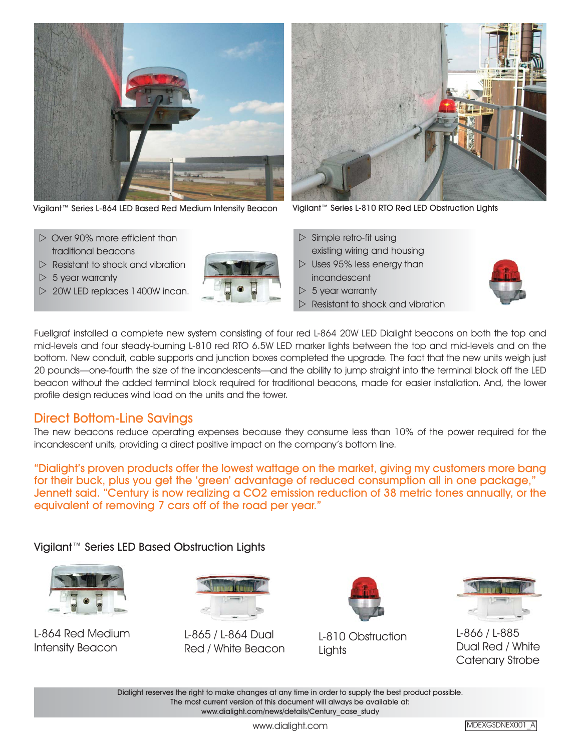Vigilant™ Series L-864 LED Based Red Medium Intensity Beacon

Vigilant™ Series L-810 RTO Red LED Obstruction Lights

- Over 90% more efficient than traditional beacons
- Resistant to shock and vibration
- 5 year warranty
- 20W LED replaces 1400W incan.

- Simple retro-fit using existing wiring and housing
- Uses 95% less energy than incandescent
- 5 year warranty
- Resistant to shock and vibration

Fuellgraf installed a complete new system consisting of four red L-864 20W LED Dialight beacons on both the top and mid-levels and four steady-burning L-810 red RTO 6.5W LED marker lights between the top and mid-levels and on the bottom. New conduit, cable supports and junction boxes completed the upgrade. The fact that the new units weigh just 20 pounds—one-fourth the size of the incandescents—and the ability to jump straight into the terminal block off the LED beacon without the added terminal block required for traditional beacons, made for easier installation. And, the lower profile design reduces wind load on the units and the tower.

## Direct Bottom-Line Savings

The new beacons reduce operating expenses because they consume less than 10% of the power required for the incandescent units, providing a direct positive impact on the company's bottom line.

"Dialight's proven products offer the lowest wattage on the market, giving my customers more bang for their buck, plus you get the 'green' advantage of reduced consumption all in one package," Jennett said. "Century is now realizing a $CO_2$ emission reduction of 38 metric tons annually, or the equivalent of removing 7 cars off of the road per year."

### Vigilant™ Series LED Based Obstruction Lights

L-864 Red Medium Intensity Beacon

L-865 / L-864 Dual Red / White Beacon

L-810 Obstruction Lights

L-866 / L-885 Dual Red / White Catenary Strobe

Dialight reserves the right to make changes at any time in order to supply the best product possible.
The most current version of this document will always be available at:
www.dialight.com/news/details/Century_case_study

www.dialight.com

MDEXGSDNEX001_A